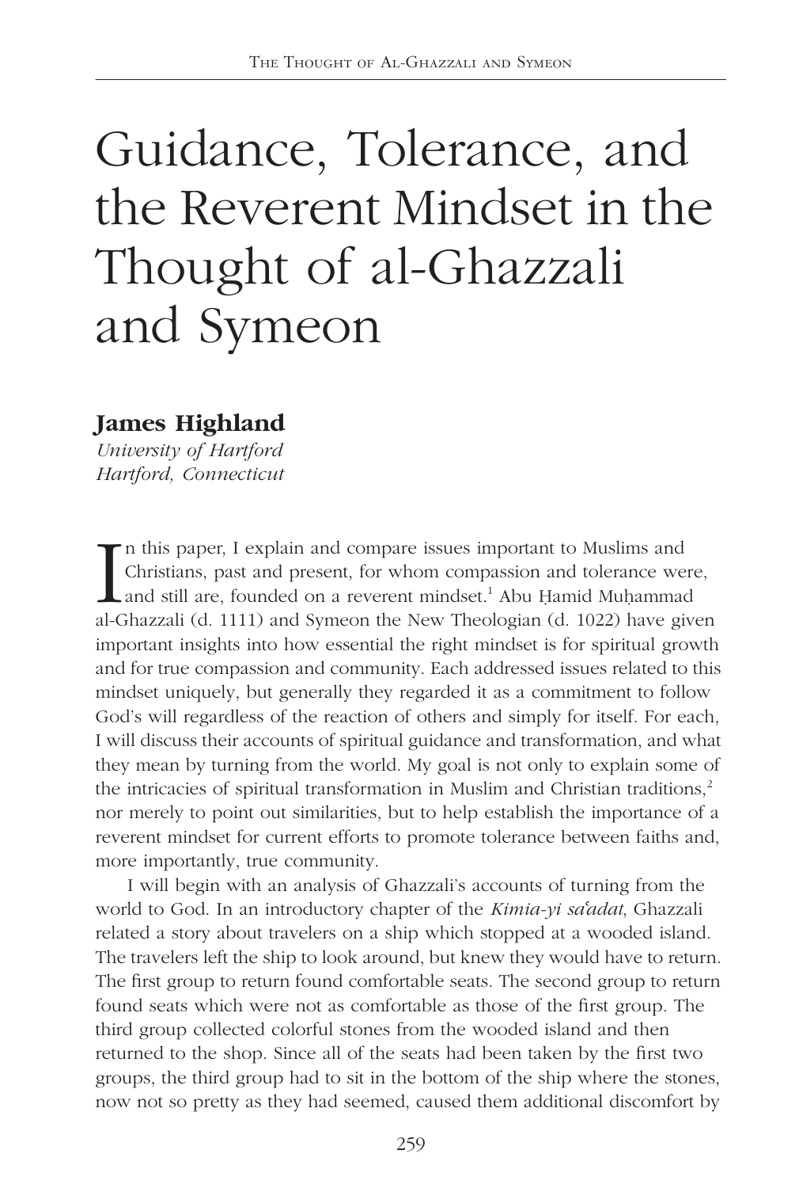# Guidance, Tolerance, and the Reverent Mindset in the Thought of al-Ghazzali and Symeon

**James Highland**
*University of Hartford*
*Hartford, Connecticut*

In this paper, I explain and compare issues important to Muslims and Christians, past and present, for whom compassion and tolerance were, and still are, founded on a reverent mindset.[1] Abu Ḥamid Muḥammad al-Ghazzali (d. 1111) and Symeon the New Theologian (d. 1022) have given important insights into how essential the right mindset is for spiritual growth and for true compassion and community. Each addressed issues related to this mindset uniquely, but generally they regarded it as a commitment to follow God's will regardless of the reaction of others and simply for itself. For each, I will discuss their accounts of spiritual guidance and transformation, and what they mean by turning from the world. My goal is not only to explain some of the intricacies of spiritual transformation in Muslim and Christian traditions,[2] nor merely to point out similarities, but to help establish the importance of a reverent mindset for current efforts to promote tolerance between faiths and, more importantly, true community.

I will begin with an analysis of Ghazzali's accounts of turning from the world to God. In an introductory chapter of the *Kimia-yi saʿadat*, Ghazzali related a story about travelers on a ship which stopped at a wooded island. The travelers left the ship to look around, but knew they would have to return. The first group to return found comfortable seats. The second group to return found seats which were not as comfortable as those of the first group. The third group collected colorful stones from the wooded island and then returned to the shop. Since all of the seats had been taken by the first two groups, the third group had to sit in the bottom of the ship where the stones, now not so pretty as they had seemed, caused them additional discomfort by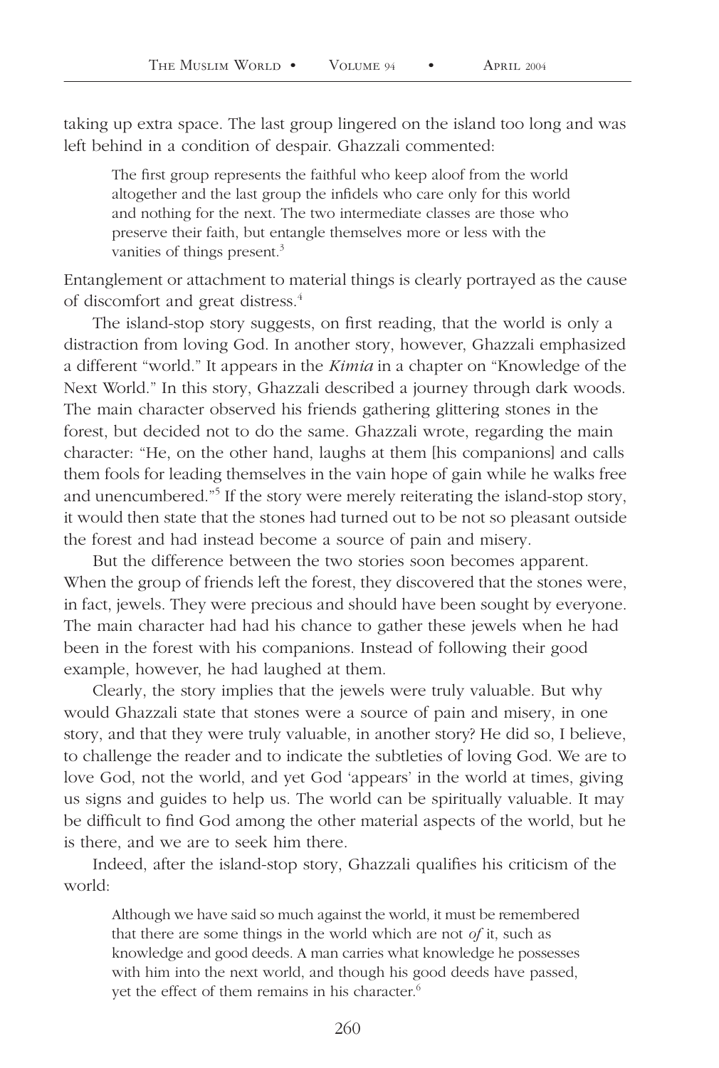taking up extra space. The last group lingered on the island too long and was left behind in a condition of despair. Ghazzali commented:

> The first group represents the faithful who keep aloof from the world altogether and the last group the infidels who care only for this world and nothing for the next. The two intermediate classes are those who preserve their faith, but entangle themselves more or less with the vanities of things present.[3]

Entanglement or attachment to material things is clearly portrayed as the cause of discomfort and great distress.[4]

The island-stop story suggests, on first reading, that the world is only a distraction from loving God. In another story, however, Ghazzali emphasized a different "world." It appears in the *Kimia* in a chapter on "Knowledge of the Next World." In this story, Ghazzali described a journey through dark woods. The main character observed his friends gathering glittering stones in the forest, but decided not to do the same. Ghazzali wrote, regarding the main character: "He, on the other hand, laughs at them [his companions] and calls them fools for leading themselves in the vain hope of gain while he walks free and unencumbered."[5] If the story were merely reiterating the island-stop story, it would then state that the stones had turned out to be not so pleasant outside the forest and had instead become a source of pain and misery.

But the difference between the two stories soon becomes apparent. When the group of friends left the forest, they discovered that the stones were, in fact, jewels. They were precious and should have been sought by everyone. The main character had had his chance to gather these jewels when he had been in the forest with his companions. Instead of following their good example, however, he had laughed at them.

Clearly, the story implies that the jewels were truly valuable. But why would Ghazzali state that stones were a source of pain and misery, in one story, and that they were truly valuable, in another story? He did so, I believe, to challenge the reader and to indicate the subtleties of loving God. We are to love God, not the world, and yet God 'appears' in the world at times, giving us signs and guides to help us. The world can be spiritually valuable. It may be difficult to find God among the other material aspects of the world, but he is there, and we are to seek him there.

Indeed, after the island-stop story, Ghazzali qualifies his criticism of the world:

> Although we have said so much against the world, it must be remembered that there are some things in the world which are not *of* it, such as knowledge and good deeds. A man carries what knowledge he possesses with him into the next world, and though his good deeds have passed, yet the effect of them remains in his character.[6]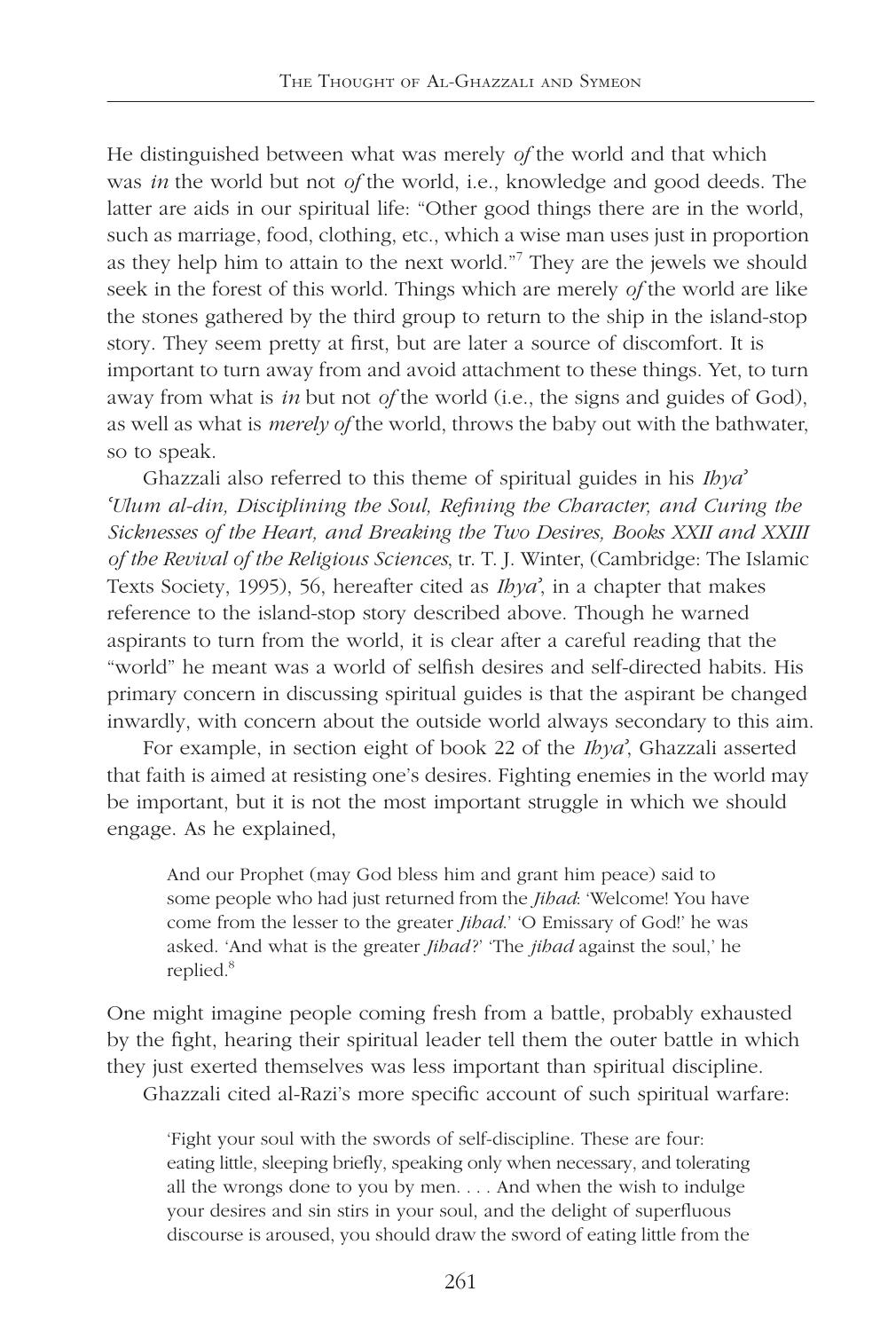He distinguished between what was merely *of* the world and that which was *in* the world but not *of* the world, i.e., knowledge and good deeds. The latter are aids in our spiritual life: "Other good things there are in the world, such as marriage, food, clothing, etc., which a wise man uses just in proportion as they help him to attain to the next world."[7] They are the jewels we should seek in the forest of this world. Things which are merely *of* the world are like the stones gathered by the third group to return to the ship in the island-stop story. They seem pretty at first, but are later a source of discomfort. It is important to turn away from and avoid attachment to these things. Yet, to turn away from what is *in* but not *of* the world (i.e., the signs and guides of God), as well as what is *merely of* the world, throws the baby out with the bathwater, so to speak.

Ghazzali also referred to this theme of spiritual guides in his *Ihya' 'Ulum al-din, Disciplining the Soul, Refining the Character, and Curing the Sicknesses of the Heart, and Breaking the Two Desires, Books XXII and XXIII of the Revival of the Religious Sciences*, tr. T. J. Winter, (Cambridge: The Islamic Texts Society, 1995), 56, hereafter cited as *Ihya'*, in a chapter that makes reference to the island-stop story described above. Though he warned aspirants to turn from the world, it is clear after a careful reading that the "world" he meant was a world of selfish desires and self-directed habits. His primary concern in discussing spiritual guides is that the aspirant be changed inwardly, with concern about the outside world always secondary to this aim.

For example, in section eight of book 22 of the *Ihya'*, Ghazzali asserted that faith is aimed at resisting one's desires. Fighting enemies in the world may be important, but it is not the most important struggle in which we should engage. As he explained,

> And our Prophet (may God bless him and grant him peace) said to some people who had just returned from the *Jihad*: 'Welcome! You have come from the lesser to the greater *Jihad*.' 'O Emissary of God!' he was asked. 'And what is the greater *Jihad*?' 'The *jihad* against the soul,' he replied.[8]

One might imagine people coming fresh from a battle, probably exhausted by the fight, hearing their spiritual leader tell them the outer battle in which they just exerted themselves was less important than spiritual discipline.

Ghazzali cited al-Razi's more specific account of such spiritual warfare:

> 'Fight your soul with the swords of self-discipline. These are four: eating little, sleeping briefly, speaking only when necessary, and tolerating all the wrongs done to you by men. . . . And when the wish to indulge your desires and sin stirs in your soul, and the delight of superfluous discourse is aroused, you should draw the sword of eating little from the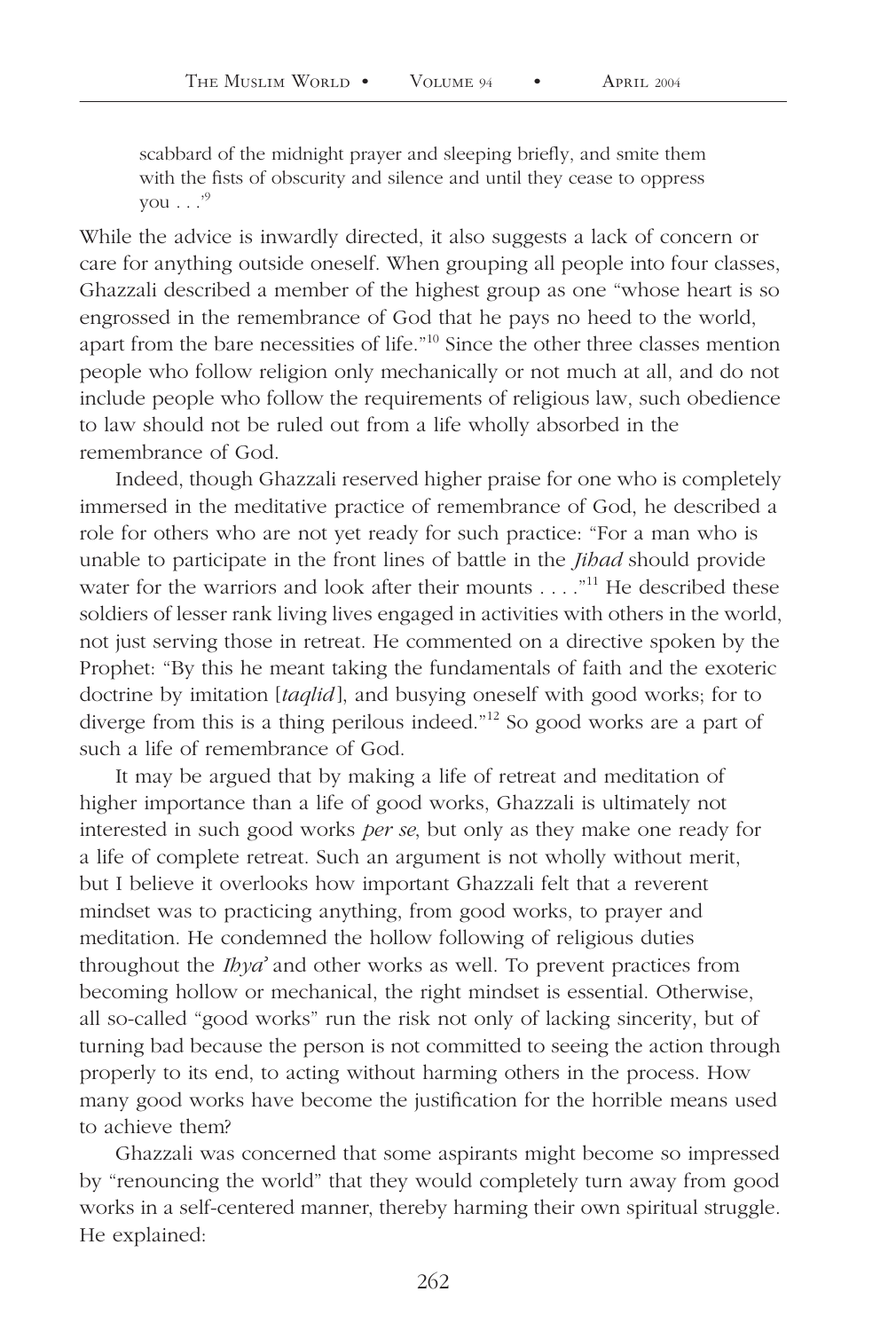> scabbard of the midnight prayer and sleeping briefly, and smite them with the fists of obscurity and silence and until they cease to oppress you . . .'[9]

While the advice is inwardly directed, it also suggests a lack of concern or care for anything outside oneself. When grouping all people into four classes, Ghazzali described a member of the highest group as one "whose heart is so engrossed in the remembrance of God that he pays no heed to the world, apart from the bare necessities of life."[10] Since the other three classes mention people who follow religion only mechanically or not much at all, and do not include people who follow the requirements of religious law, such obedience to law should not be ruled out from a life wholly absorbed in the remembrance of God.

Indeed, though Ghazzali reserved higher praise for one who is completely immersed in the meditative practice of remembrance of God, he described a role for others who are not yet ready for such practice: "For a man who is unable to participate in the front lines of battle in the *Jihad* should provide water for the warriors and look after their mounts . . . ."[11] He described these soldiers of lesser rank living lives engaged in activities with others in the world, not just serving those in retreat. He commented on a directive spoken by the Prophet: "By this he meant taking the fundamentals of faith and the exoteric doctrine by imitation [*taqlid*], and busying oneself with good works; for to diverge from this is a thing perilous indeed."[12] So good works are a part of such a life of remembrance of God.

It may be argued that by making a life of retreat and meditation of higher importance than a life of good works, Ghazzali is ultimately not interested in such good works *per se*, but only as they make one ready for a life of complete retreat. Such an argument is not wholly without merit, but I believe it overlooks how important Ghazzali felt that a reverent mindset was to practicing anything, from good works, to prayer and meditation. He condemned the hollow following of religious duties throughout the *Ihya'* and other works as well. To prevent practices from becoming hollow or mechanical, the right mindset is essential. Otherwise, all so-called "good works" run the risk not only of lacking sincerity, but of turning bad because the person is not committed to seeing the action through properly to its end, to acting without harming others in the process. How many good works have become the justification for the horrible means used to achieve them?

Ghazzali was concerned that some aspirants might become so impressed by "renouncing the world" that they would completely turn away from good works in a self-centered manner, thereby harming their own spiritual struggle. He explained: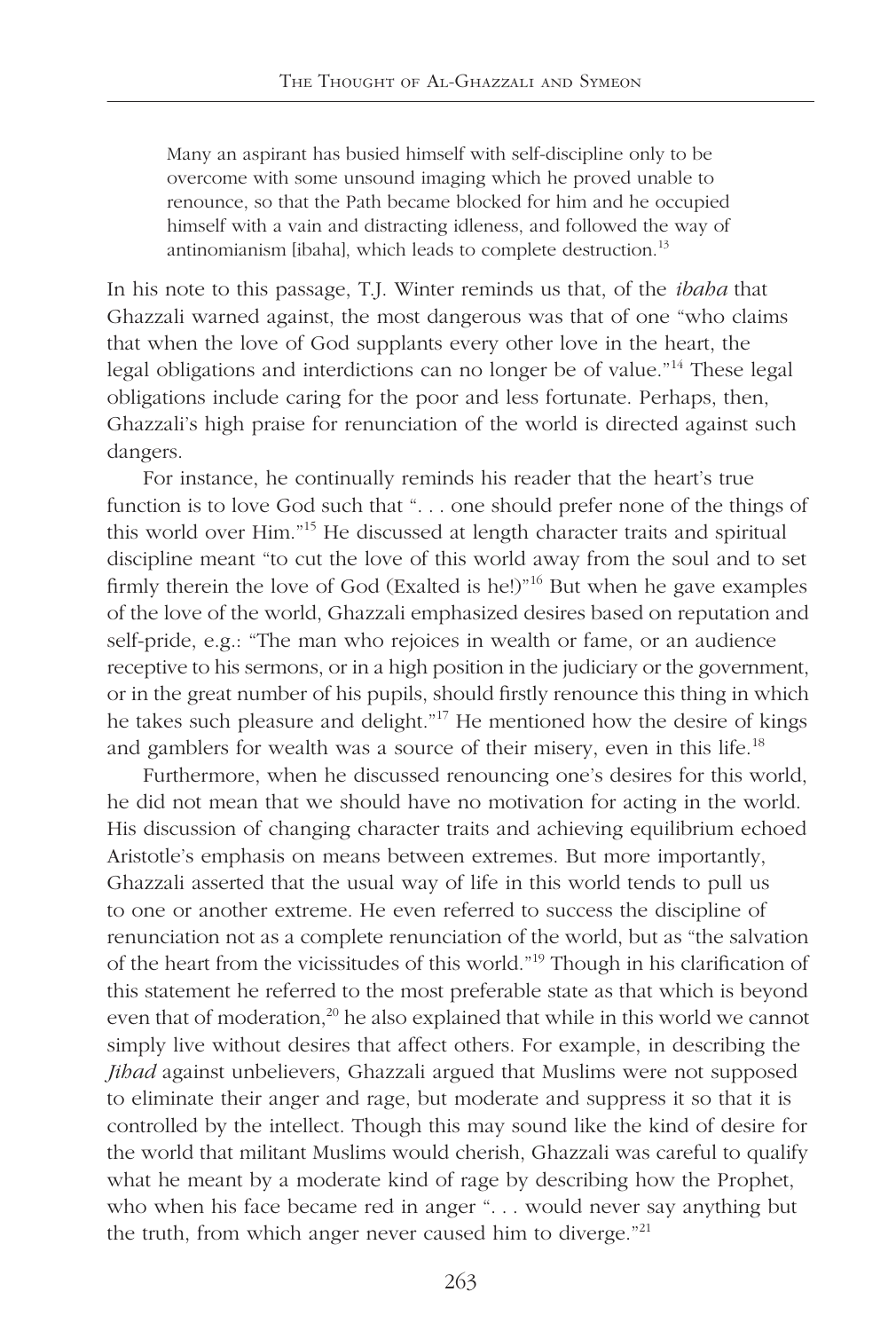> Many an aspirant has busied himself with self-discipline only to be overcome with some unsound imaging which he proved unable to renounce, so that the Path became blocked for him and he occupied himself with a vain and distracting idleness, and followed the way of antinomianism [ibaha], which leads to complete destruction.[13]

In his note to this passage, T.J. Winter reminds us that, of the *ibaha* that Ghazzali warned against, the most dangerous was that of one "who claims that when the love of God supplants every other love in the heart, the legal obligations and interdictions can no longer be of value."[14] These legal obligations include caring for the poor and less fortunate. Perhaps, then, Ghazzali's high praise for renunciation of the world is directed against such dangers.

For instance, he continually reminds his reader that the heart's true function is to love God such that ". . . one should prefer none of the things of this world over Him."[15] He discussed at length character traits and spiritual discipline meant "to cut the love of this world away from the soul and to set firmly therein the love of God (Exalted is he!)"[16] But when he gave examples of the love of the world, Ghazzali emphasized desires based on reputation and self-pride, e.g.: "The man who rejoices in wealth or fame, or an audience receptive to his sermons, or in a high position in the judiciary or the government, or in the great number of his pupils, should firstly renounce this thing in which he takes such pleasure and delight."[17] He mentioned how the desire of kings and gamblers for wealth was a source of their misery, even in this life.[18]

Furthermore, when he discussed renouncing one's desires for this world, he did not mean that we should have no motivation for acting in the world. His discussion of changing character traits and achieving equilibrium echoed Aristotle's emphasis on means between extremes. But more importantly, Ghazzali asserted that the usual way of life in this world tends to pull us to one or another extreme. He even referred to success the discipline of renunciation not as a complete renunciation of the world, but as "the salvation of the heart from the vicissitudes of this world."[19] Though in his clarification of this statement he referred to the most preferable state as that which is beyond even that of moderation,[20] he also explained that while in this world we cannot simply live without desires that affect others. For example, in describing the *Jihad* against unbelievers, Ghazzali argued that Muslims were not supposed to eliminate their anger and rage, but moderate and suppress it so that it is controlled by the intellect. Though this may sound like the kind of desire for the world that militant Muslims would cherish, Ghazzali was careful to qualify what he meant by a moderate kind of rage by describing how the Prophet, who when his face became red in anger ". . . would never say anything but the truth, from which anger never caused him to diverge."[21]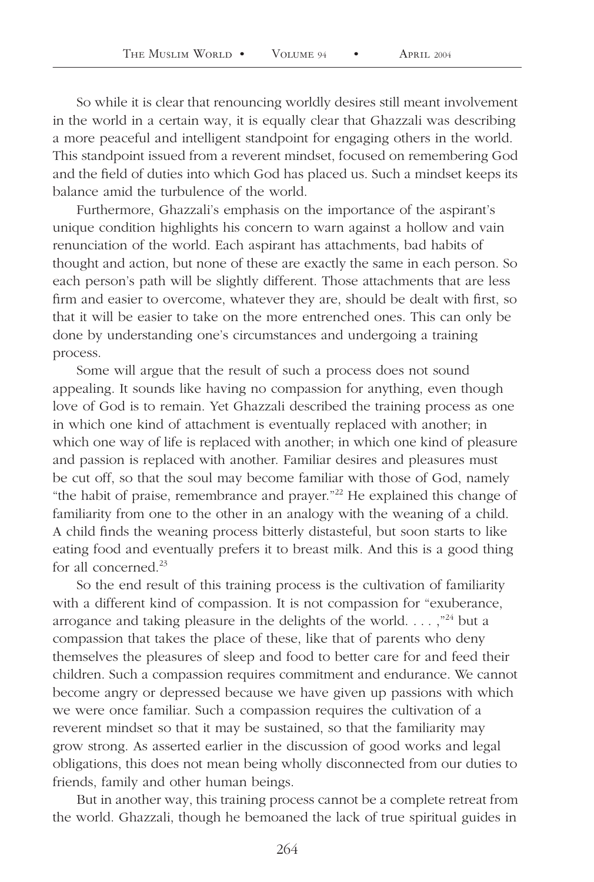So while it is clear that renouncing worldly desires still meant involvement in the world in a certain way, it is equally clear that Ghazzali was describing a more peaceful and intelligent standpoint for engaging others in the world. This standpoint issued from a reverent mindset, focused on remembering God and the field of duties into which God has placed us. Such a mindset keeps its balance amid the turbulence of the world.

Furthermore, Ghazzali's emphasis on the importance of the aspirant's unique condition highlights his concern to warn against a hollow and vain renunciation of the world. Each aspirant has attachments, bad habits of thought and action, but none of these are exactly the same in each person. So each person's path will be slightly different. Those attachments that are less firm and easier to overcome, whatever they are, should be dealt with first, so that it will be easier to take on the more entrenched ones. This can only be done by understanding one's circumstances and undergoing a training process.

Some will argue that the result of such a process does not sound appealing. It sounds like having no compassion for anything, even though love of God is to remain. Yet Ghazzali described the training process as one in which one kind of attachment is eventually replaced with another; in which one way of life is replaced with another; in which one kind of pleasure and passion is replaced with another. Familiar desires and pleasures must be cut off, so that the soul may become familiar with those of God, namely "the habit of praise, remembrance and prayer."[22] He explained this change of familiarity from one to the other in an analogy with the weaning of a child. A child finds the weaning process bitterly distasteful, but soon starts to like eating food and eventually prefers it to breast milk. And this is a good thing for all concerned.[23]

So the end result of this training process is the cultivation of familiarity with a different kind of compassion. It is not compassion for "exuberance, arrogance and taking pleasure in the delights of the world. . . . ,"[24] but a compassion that takes the place of these, like that of parents who deny themselves the pleasures of sleep and food to better care for and feed their children. Such a compassion requires commitment and endurance. We cannot become angry or depressed because we have given up passions with which we were once familiar. Such a compassion requires the cultivation of a reverent mindset so that it may be sustained, so that the familiarity may grow strong. As asserted earlier in the discussion of good works and legal obligations, this does not mean being wholly disconnected from our duties to friends, family and other human beings.

But in another way, this training process cannot be a complete retreat from the world. Ghazzali, though he bemoaned the lack of true spiritual guides in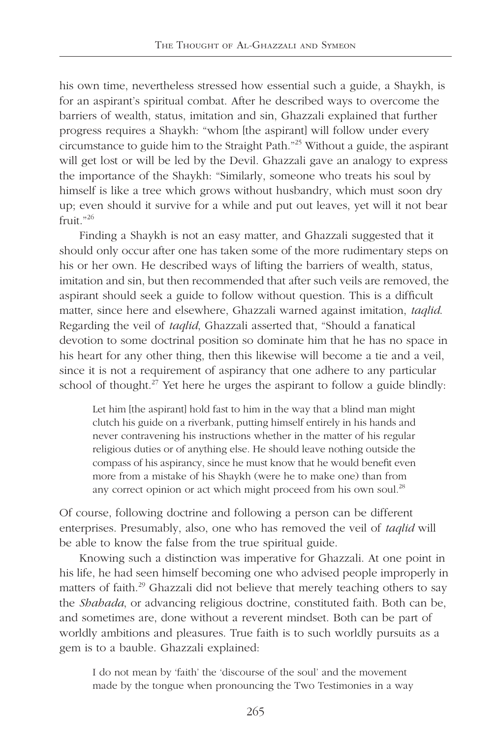his own time, nevertheless stressed how essential such a guide, a Shaykh, is for an aspirant's spiritual combat. After he described ways to overcome the barriers of wealth, status, imitation and sin, Ghazzali explained that further progress requires a Shaykh: "whom [the aspirant] will follow under every circumstance to guide him to the Straight Path."[25] Without a guide, the aspirant will get lost or will be led by the Devil. Ghazzali gave an analogy to express the importance of the Shaykh: "Similarly, someone who treats his soul by himself is like a tree which grows without husbandry, which must soon dry up; even should it survive for a while and put out leaves, yet will it not bear fruit."[26]

Finding a Shaykh is not an easy matter, and Ghazzali suggested that it should only occur after one has taken some of the more rudimentary steps on his or her own. He described ways of lifting the barriers of wealth, status, imitation and sin, but then recommended that after such veils are removed, the aspirant should seek a guide to follow without question. This is a difficult matter, since here and elsewhere, Ghazzali warned against imitation, *taqlid*. Regarding the veil of *taqlid*, Ghazzali asserted that, "Should a fanatical devotion to some doctrinal position so dominate him that he has no space in his heart for any other thing, then this likewise will become a tie and a veil, since it is not a requirement of aspirancy that one adhere to any particular school of thought.[27] Yet here he urges the aspirant to follow a guide blindly:

> Let him [the aspirant] hold fast to him in the way that a blind man might clutch his guide on a riverbank, putting himself entirely in his hands and never contravening his instructions whether in the matter of his regular religious duties or of anything else. He should leave nothing outside the compass of his aspirancy, since he must know that he would benefit even more from a mistake of his Shaykh (were he to make one) than from any correct opinion or act which might proceed from his own soul.[28]

Of course, following doctrine and following a person can be different enterprises. Presumably, also, one who has removed the veil of *taqlid* will be able to know the false from the true spiritual guide.

Knowing such a distinction was imperative for Ghazzali. At one point in his life, he had seen himself becoming one who advised people improperly in matters of faith.[29] Ghazzali did not believe that merely teaching others to say the *Shahada*, or advancing religious doctrine, constituted faith. Both can be, and sometimes are, done without a reverent mindset. Both can be part of worldly ambitions and pleasures. True faith is to such worldly pursuits as a gem is to a bauble. Ghazzali explained:

> I do not mean by 'faith' the 'discourse of the soul' and the movement made by the tongue when pronouncing the Two Testimonies in a way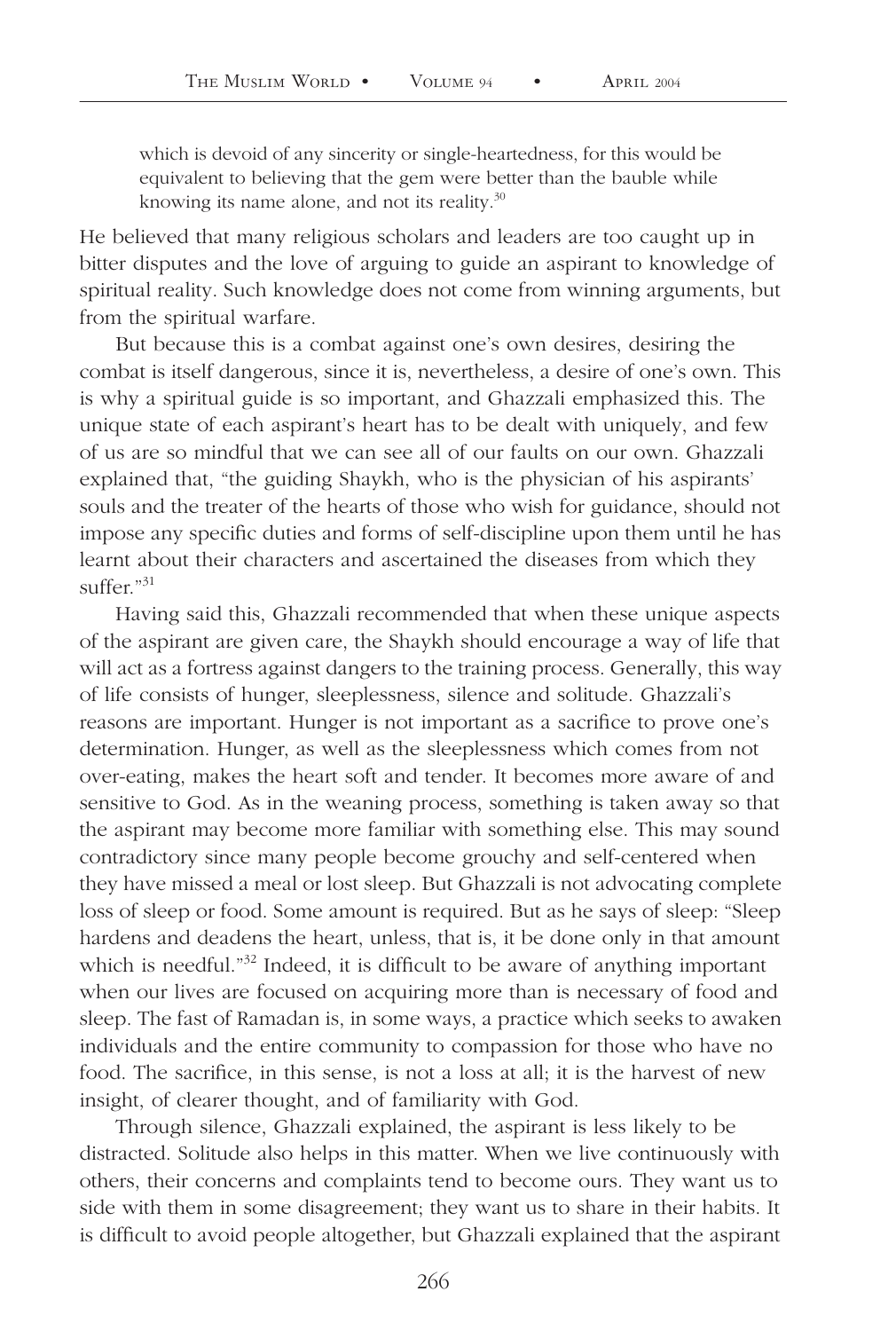> which is devoid of any sincerity or single-heartedness, for this would be equivalent to believing that the gem were better than the bauble while knowing its name alone, and not its reality.[30]

He believed that many religious scholars and leaders are too caught up in bitter disputes and the love of arguing to guide an aspirant to knowledge of spiritual reality. Such knowledge does not come from winning arguments, but from the spiritual warfare.

But because this is a combat against one's own desires, desiring the combat is itself dangerous, since it is, nevertheless, a desire of one's own. This is why a spiritual guide is so important, and Ghazzali emphasized this. The unique state of each aspirant's heart has to be dealt with uniquely, and few of us are so mindful that we can see all of our faults on our own. Ghazzali explained that, "the guiding Shaykh, who is the physician of his aspirants' souls and the treater of the hearts of those who wish for guidance, should not impose any specific duties and forms of self-discipline upon them until he has learnt about their characters and ascertained the diseases from which they suffer."[31]

Having said this, Ghazzali recommended that when these unique aspects of the aspirant are given care, the Shaykh should encourage a way of life that will act as a fortress against dangers to the training process. Generally, this way of life consists of hunger, sleeplessness, silence and solitude. Ghazzali's reasons are important. Hunger is not important as a sacrifice to prove one's determination. Hunger, as well as the sleeplessness which comes from not over-eating, makes the heart soft and tender. It becomes more aware of and sensitive to God. As in the weaning process, something is taken away so that the aspirant may become more familiar with something else. This may sound contradictory since many people become grouchy and self-centered when they have missed a meal or lost sleep. But Ghazzali is not advocating complete loss of sleep or food. Some amount is required. But as he says of sleep: "Sleep hardens and deadens the heart, unless, that is, it be done only in that amount which is needful."[32] Indeed, it is difficult to be aware of anything important when our lives are focused on acquiring more than is necessary of food and sleep. The fast of Ramadan is, in some ways, a practice which seeks to awaken individuals and the entire community to compassion for those who have no food. The sacrifice, in this sense, is not a loss at all; it is the harvest of new insight, of clearer thought, and of familiarity with God.

Through silence, Ghazzali explained, the aspirant is less likely to be distracted. Solitude also helps in this matter. When we live continuously with others, their concerns and complaints tend to become ours. They want us to side with them in some disagreement; they want us to share in their habits. It is difficult to avoid people altogether, but Ghazzali explained that the aspirant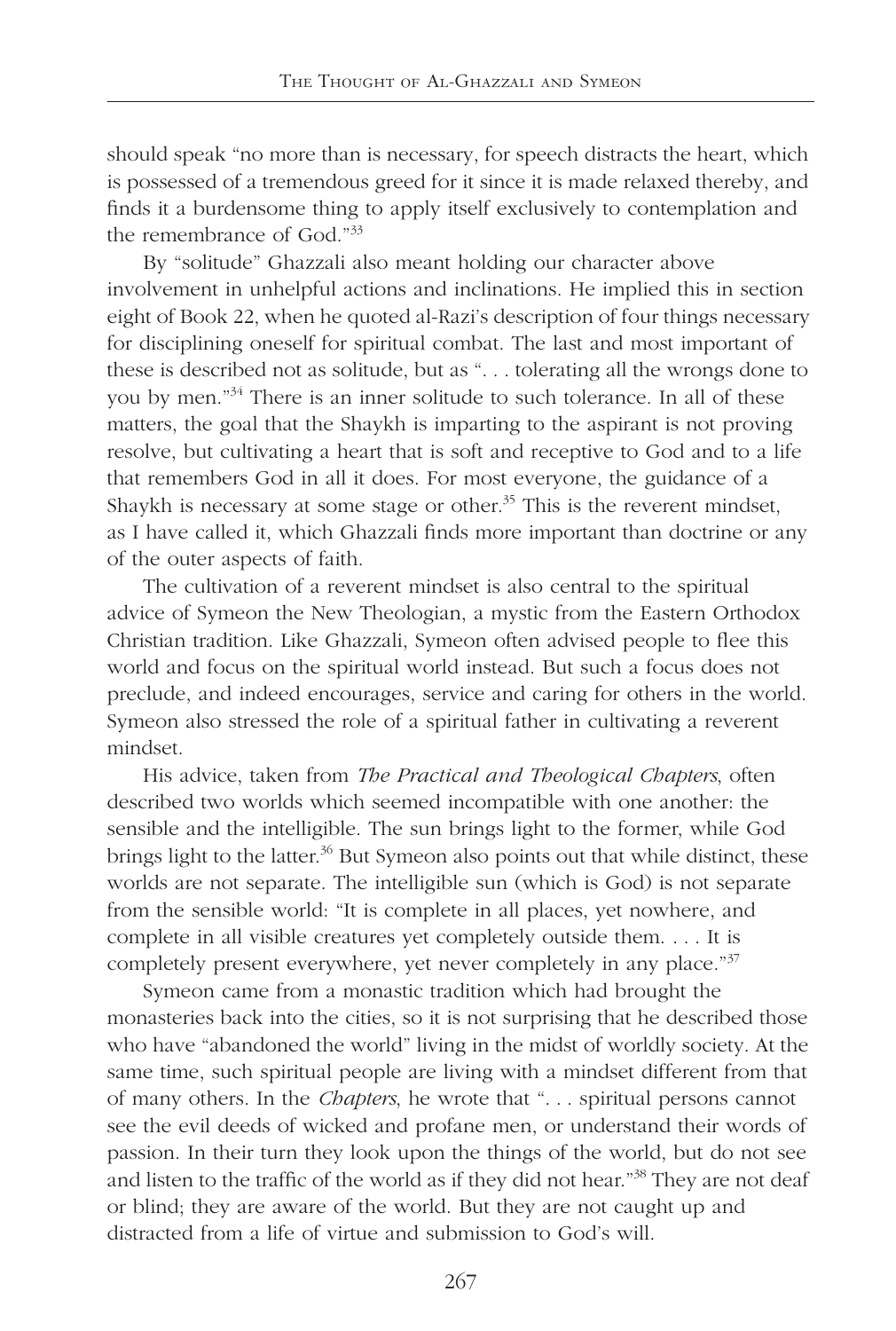should speak "no more than is necessary, for speech distracts the heart, which is possessed of a tremendous greed for it since it is made relaxed thereby, and finds it a burdensome thing to apply itself exclusively to contemplation and the remembrance of God."[33]

By "solitude" Ghazzali also meant holding our character above involvement in unhelpful actions and inclinations. He implied this in section eight of Book 22, when he quoted al-Razi's description of four things necessary for disciplining oneself for spiritual combat. The last and most important of these is described not as solitude, but as ". . . tolerating all the wrongs done to you by men."[34] There is an inner solitude to such tolerance. In all of these matters, the goal that the Shaykh is imparting to the aspirant is not proving resolve, but cultivating a heart that is soft and receptive to God and to a life that remembers God in all it does. For most everyone, the guidance of a Shaykh is necessary at some stage or other.[35] This is the reverent mindset, as I have called it, which Ghazzali finds more important than doctrine or any of the outer aspects of faith.

The cultivation of a reverent mindset is also central to the spiritual advice of Symeon the New Theologian, a mystic from the Eastern Orthodox Christian tradition. Like Ghazzali, Symeon often advised people to flee this world and focus on the spiritual world instead. But such a focus does not preclude, and indeed encourages, service and caring for others in the world. Symeon also stressed the role of a spiritual father in cultivating a reverent mindset.

His advice, taken from *The Practical and Theological Chapters*, often described two worlds which seemed incompatible with one another: the sensible and the intelligible. The sun brings light to the former, while God brings light to the latter.[36] But Symeon also points out that while distinct, these worlds are not separate. The intelligible sun (which is God) is not separate from the sensible world: "It is complete in all places, yet nowhere, and complete in all visible creatures yet completely outside them. . . . It is completely present everywhere, yet never completely in any place."[37]

Symeon came from a monastic tradition which had brought the monasteries back into the cities, so it is not surprising that he described those who have "abandoned the world" living in the midst of worldly society. At the same time, such spiritual people are living with a mindset different from that of many others. In the *Chapters*, he wrote that ". . . spiritual persons cannot see the evil deeds of wicked and profane men, or understand their words of passion. In their turn they look upon the things of the world, but do not see and listen to the traffic of the world as if they did not hear."[38] They are not deaf or blind; they are aware of the world. But they are not caught up and distracted from a life of virtue and submission to God's will.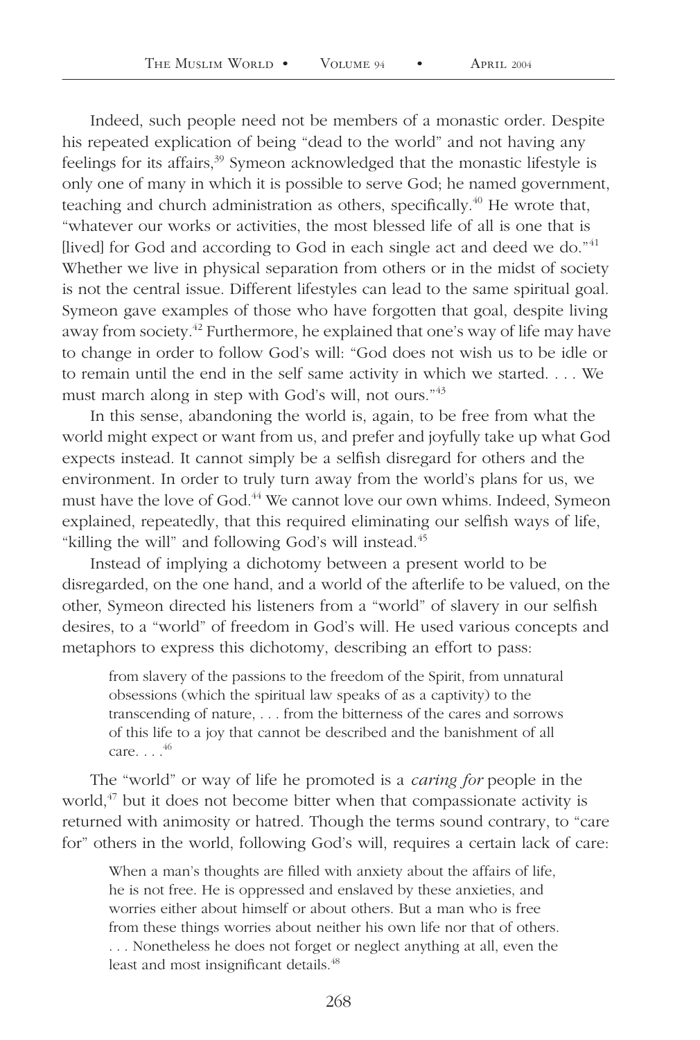Indeed, such people need not be members of a monastic order. Despite his repeated explication of being "dead to the world" and not having any feelings for its affairs,[39] Symeon acknowledged that the monastic lifestyle is only one of many in which it is possible to serve God; he named government, teaching and church administration as others, specifically.[40] He wrote that, "whatever our works or activities, the most blessed life of all is one that is [lived] for God and according to God in each single act and deed we do."[41] Whether we live in physical separation from others or in the midst of society is not the central issue. Different lifestyles can lead to the same spiritual goal. Symeon gave examples of those who have forgotten that goal, despite living away from society.[42] Furthermore, he explained that one's way of life may have to change in order to follow God's will: "God does not wish us to be idle or to remain until the end in the self same activity in which we started. . . . We must march along in step with God's will, not ours."[43]

In this sense, abandoning the world is, again, to be free from what the world might expect or want from us, and prefer and joyfully take up what God expects instead. It cannot simply be a selfish disregard for others and the environment. In order to truly turn away from the world's plans for us, we must have the love of God.[44] We cannot love our own whims. Indeed, Symeon explained, repeatedly, that this required eliminating our selfish ways of life, "killing the will" and following God's will instead.[45]

Instead of implying a dichotomy between a present world to be disregarded, on the one hand, and a world of the afterlife to be valued, on the other, Symeon directed his listeners from a "world" of slavery in our selfish desires, to a "world" of freedom in God's will. He used various concepts and metaphors to express this dichotomy, describing an effort to pass:

> from slavery of the passions to the freedom of the Spirit, from unnatural obsessions (which the spiritual law speaks of as a captivity) to the transcending of nature, . . . from the bitterness of the cares and sorrows of this life to a joy that cannot be described and the banishment of all care. . . .[46]

The "world" or way of life he promoted is a *caring for* people in the world,[47] but it does not become bitter when that compassionate activity is returned with animosity or hatred. Though the terms sound contrary, to "care for" others in the world, following God's will, requires a certain lack of care:

> When a man's thoughts are filled with anxiety about the affairs of life, he is not free. He is oppressed and enslaved by these anxieties, and worries either about himself or about others. But a man who is free from these things worries about neither his own life nor that of others. . . . Nonetheless he does not forget or neglect anything at all, even the least and most insignificant details.[48]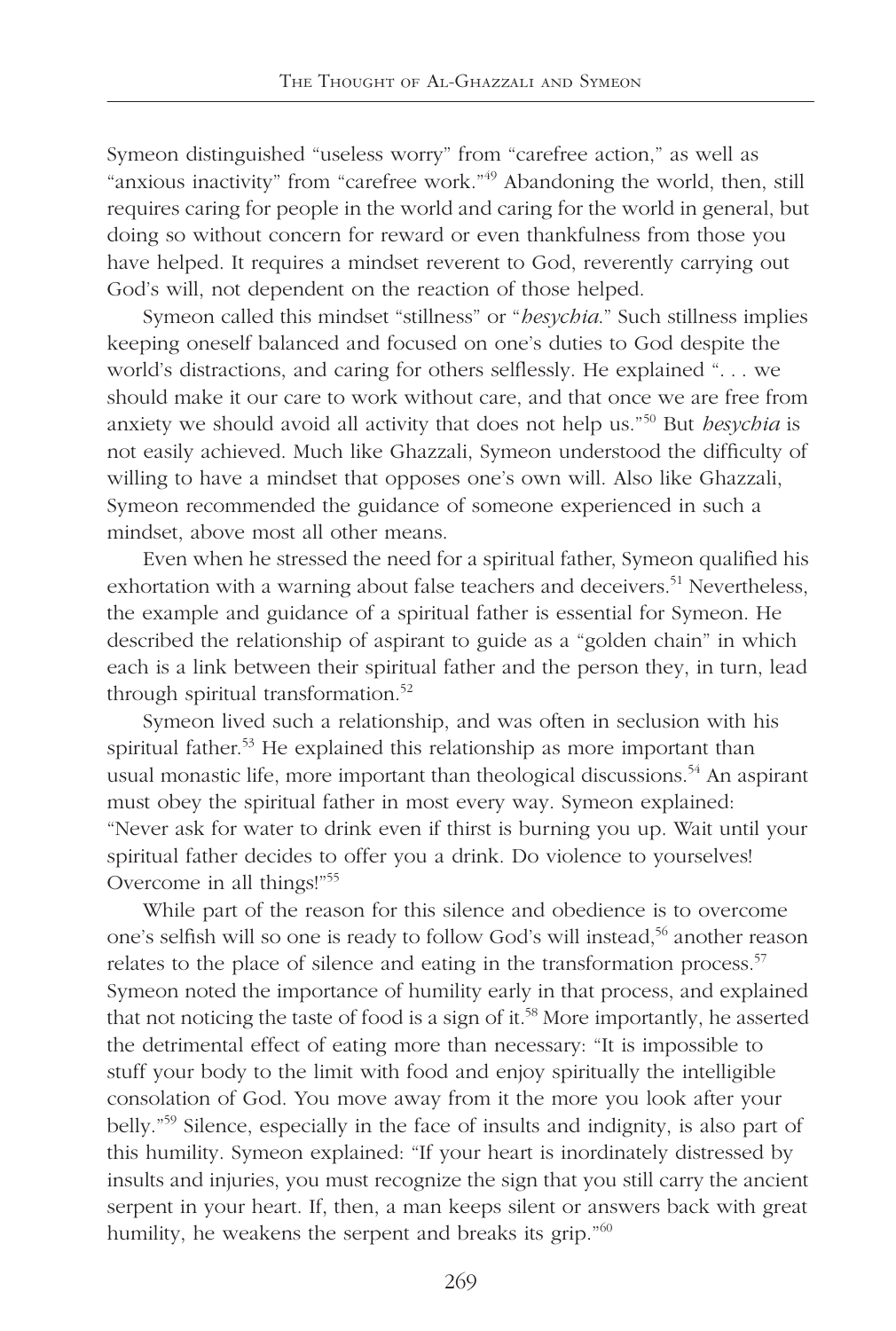Symeon distinguished "useless worry" from "carefree action," as well as "anxious inactivity" from "carefree work."[49] Abandoning the world, then, still requires caring for people in the world and caring for the world in general, but doing so without concern for reward or even thankfulness from those you have helped. It requires a mindset reverent to God, reverently carrying out God's will, not dependent on the reaction of those helped.

Symeon called this mindset "stillness" or "*hesychia*." Such stillness implies keeping oneself balanced and focused on one's duties to God despite the world's distractions, and caring for others selflessly. He explained ". . . we should make it our care to work without care, and that once we are free from anxiety we should avoid all activity that does not help us."[50] But *hesychia* is not easily achieved. Much like Ghazzali, Symeon understood the difficulty of willing to have a mindset that opposes one's own will. Also like Ghazzali, Symeon recommended the guidance of someone experienced in such a mindset, above most all other means.

Even when he stressed the need for a spiritual father, Symeon qualified his exhortation with a warning about false teachers and deceivers.[51] Nevertheless, the example and guidance of a spiritual father is essential for Symeon. He described the relationship of aspirant to guide as a "golden chain" in which each is a link between their spiritual father and the person they, in turn, lead through spiritual transformation.[52]

Symeon lived such a relationship, and was often in seclusion with his spiritual father.[53] He explained this relationship as more important than usual monastic life, more important than theological discussions.[54] An aspirant must obey the spiritual father in most every way. Symeon explained: "Never ask for water to drink even if thirst is burning you up. Wait until your spiritual father decides to offer you a drink. Do violence to yourselves! Overcome in all things!"[55]

While part of the reason for this silence and obedience is to overcome one's selfish will so one is ready to follow God's will instead,[56] another reason relates to the place of silence and eating in the transformation process.[57] Symeon noted the importance of humility early in that process, and explained that not noticing the taste of food is a sign of it.[58] More importantly, he asserted the detrimental effect of eating more than necessary: "It is impossible to stuff your body to the limit with food and enjoy spiritually the intelligible consolation of God. You move away from it the more you look after your belly."[59] Silence, especially in the face of insults and indignity, is also part of this humility. Symeon explained: "If your heart is inordinately distressed by insults and injuries, you must recognize the sign that you still carry the ancient serpent in your heart. If, then, a man keeps silent or answers back with great humility, he weakens the serpent and breaks its grip."[60]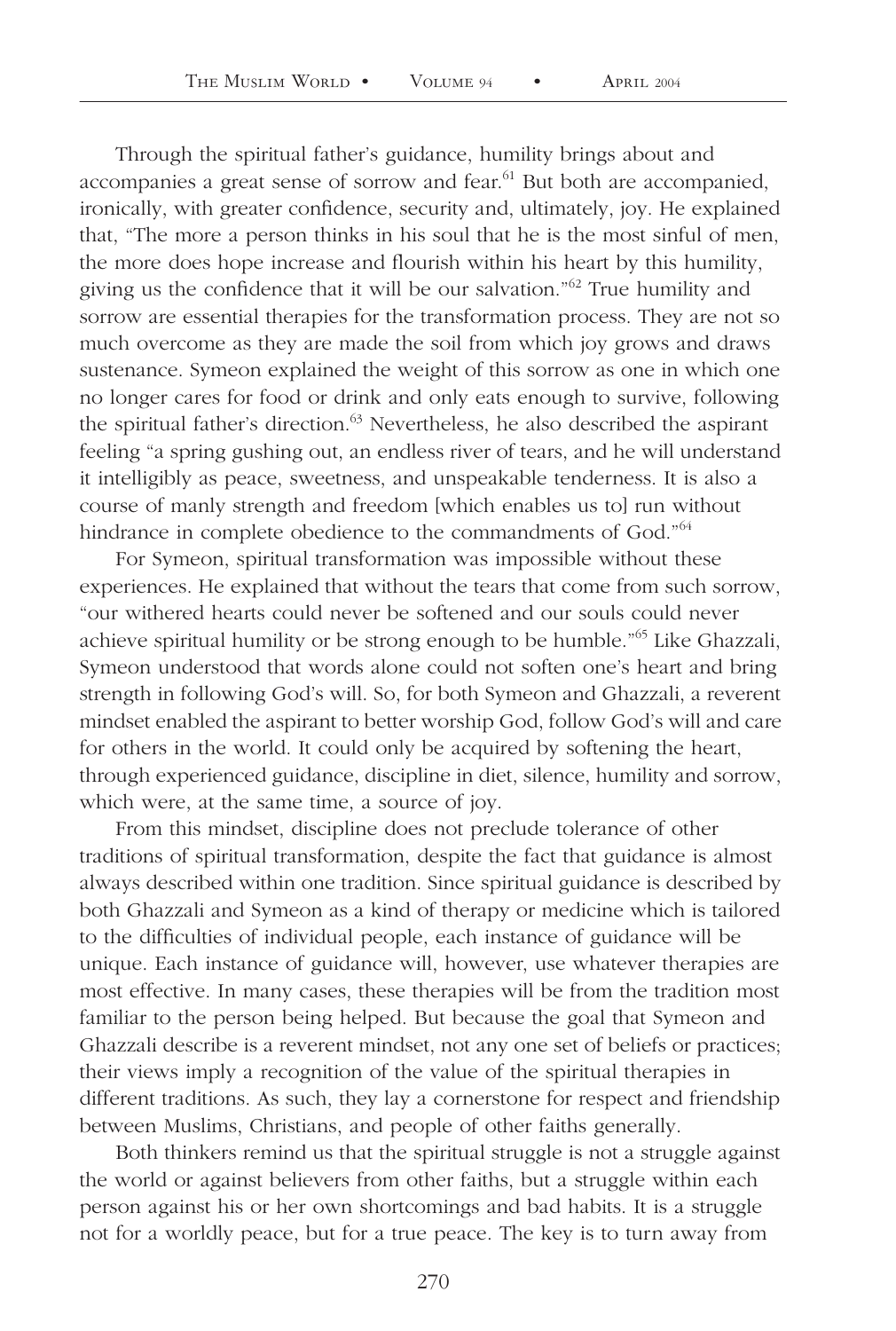Through the spiritual father's guidance, humility brings about and accompanies a great sense of sorrow and fear.[61] But both are accompanied, ironically, with greater confidence, security and, ultimately, joy. He explained that, "The more a person thinks in his soul that he is the most sinful of men, the more does hope increase and flourish within his heart by this humility, giving us the confidence that it will be our salvation."[62] True humility and sorrow are essential therapies for the transformation process. They are not so much overcome as they are made the soil from which joy grows and draws sustenance. Symeon explained the weight of this sorrow as one in which one no longer cares for food or drink and only eats enough to survive, following the spiritual father's direction.[63] Nevertheless, he also described the aspirant feeling "a spring gushing out, an endless river of tears, and he will understand it intelligibly as peace, sweetness, and unspeakable tenderness. It is also a course of manly strength and freedom [which enables us to] run without hindrance in complete obedience to the commandments of God."[64]

For Symeon, spiritual transformation was impossible without these experiences. He explained that without the tears that come from such sorrow, "our withered hearts could never be softened and our souls could never achieve spiritual humility or be strong enough to be humble."[65] Like Ghazzali, Symeon understood that words alone could not soften one's heart and bring strength in following God's will. So, for both Symeon and Ghazzali, a reverent mindset enabled the aspirant to better worship God, follow God's will and care for others in the world. It could only be acquired by softening the heart, through experienced guidance, discipline in diet, silence, humility and sorrow, which were, at the same time, a source of joy.

From this mindset, discipline does not preclude tolerance of other traditions of spiritual transformation, despite the fact that guidance is almost always described within one tradition. Since spiritual guidance is described by both Ghazzali and Symeon as a kind of therapy or medicine which is tailored to the difficulties of individual people, each instance of guidance will be unique. Each instance of guidance will, however, use whatever therapies are most effective. In many cases, these therapies will be from the tradition most familiar to the person being helped. But because the goal that Symeon and Ghazzali describe is a reverent mindset, not any one set of beliefs or practices; their views imply a recognition of the value of the spiritual therapies in different traditions. As such, they lay a cornerstone for respect and friendship between Muslims, Christians, and people of other faiths generally.

Both thinkers remind us that the spiritual struggle is not a struggle against the world or against believers from other faiths, but a struggle within each person against his or her own shortcomings and bad habits. It is a struggle not for a worldly peace, but for a true peace. The key is to turn away from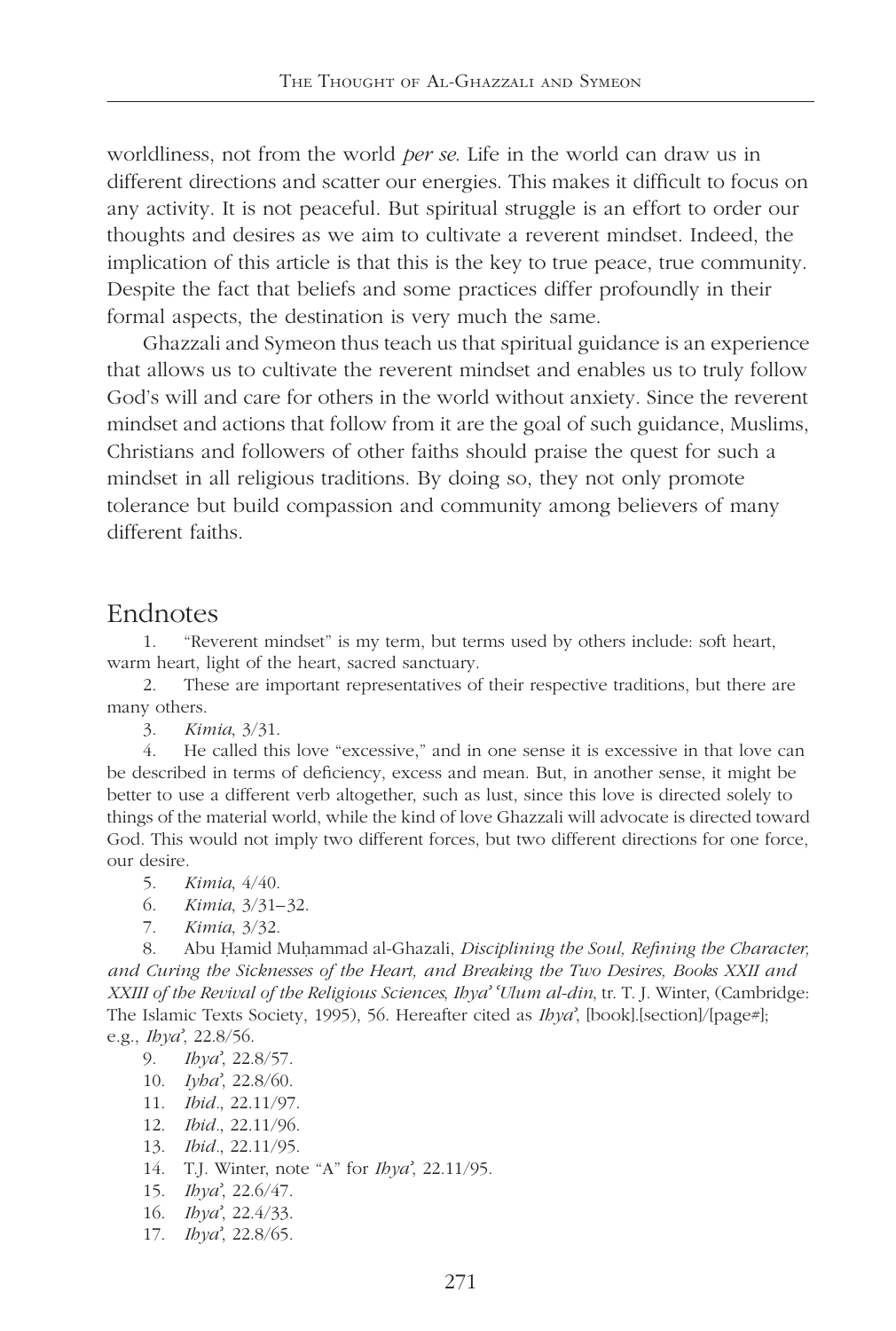worldliness, not from the world *per se*. Life in the world can draw us in different directions and scatter our energies. This makes it difficult to focus on any activity. It is not peaceful. But spiritual struggle is an effort to order our thoughts and desires as we aim to cultivate a reverent mindset. Indeed, the implication of this article is that this is the key to true peace, true community. Despite the fact that beliefs and some practices differ profoundly in their formal aspects, the destination is very much the same.

Ghazzali and Symeon thus teach us that spiritual guidance is an experience that allows us to cultivate the reverent mindset and enables us to truly follow God's will and care for others in the world without anxiety. Since the reverent mindset and actions that follow from it are the goal of such guidance, Muslims, Christians and followers of other faiths should praise the quest for such a mindset in all religious traditions. By doing so, they not only promote tolerance but build compassion and community among believers of many different faiths.

## Endnotes

1. "Reverent mindset" is my term, but terms used by others include: soft heart, warm heart, light of the heart, sacred sanctuary.
2. These are important representatives of their respective traditions, but there are many others.
3. *Kimia*, 3/31.
4. He called this love "excessive," and in one sense it is excessive in that love can be described in terms of deficiency, excess and mean. But, in another sense, it might be better to use a different verb altogether, such as lust, since this love is directed solely to things of the material world, while the kind of love Ghazzali will advocate is directed toward God. This would not imply two different forces, but two different directions for one force, our desire.
5. *Kimia*, 4/40.
6. *Kimia*, 3/31–32.
7. *Kimia*, 3/32.
8. Abu Ḥamid Muḥammad al-Ghazali, *Disciplining the Soul, Refining the Character, and Curing the Sicknesses of the Heart, and Breaking the Two Desires, Books XXII and XXIII of the Revival of the Religious Sciences*, *Ihya' 'Ulum al-din*, tr. T. J. Winter, (Cambridge: The Islamic Texts Society, 1995), 56. Hereafter cited as *Ihya'*, [book].[section]/[page#]; e.g., *Ihya'*, 22.8/56.
9. *Ihya'*, 22.8/57.
10. *Iyha'*, 22.8/60.
11. *Ibid*., 22.11/97.
12. *Ibid*., 22.11/96.
13. *Ibid*., 22.11/95.
14. T.J. Winter, note "A" for *Ihya'*, 22.11/95.
15. *Ihya'*, 22.6/47.
16. *Ihya'*, 22.4/33.
17. *Ihya'*, 22.8/65.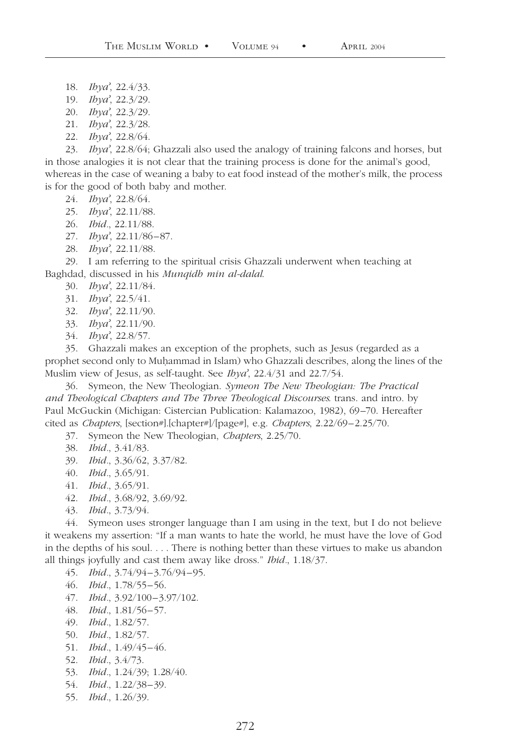18. *Ihya'*, 22.4/33.
19. *Ihya'*, 22.3/29.
20. *Ihya'*, 22.3/29.
21. *Ihya'*, 22.3/28.
22. *Ihya'*, 22.8/64.
23. *Ihya'*, 22.8/64; Ghazzali also used the analogy of training falcons and horses, but in those analogies it is not clear that the training process is done for the animal's good, whereas in the case of weaning a baby to eat food instead of the mother's milk, the process is for the good of both baby and mother.
24. *Ihya'*, 22.8/64.
25. *Ihya'*, 22.11/88.
26. *Ibid*., 22.11/88.
27. *Ihya'*, 22.11/86–87.
28. *Ihya'*, 22.11/88.
29. I am referring to the spiritual crisis Ghazzali underwent when teaching at Baghdad, discussed in his *Munqidh min al-dalal*.
30. *Ihya'*, 22.11/84.
31. *Ihya'*, 22.5/41.
32. *Ihya'*, 22.11/90.
33. *Ihya'*, 22.11/90.
34. *Ihya'*, 22.8/57.
35. Ghazzali makes an exception of the prophets, such as Jesus (regarded as a prophet second only to Muḥammad in Islam) who Ghazzali describes, along the lines of the Muslim view of Jesus, as self-taught. See *Ihya'*, 22.4/31 and 22.7/54.
36. Symeon, the New Theologian. *Symeon The New Theologian: The Practical and Theological Chapters and The Three Theological Discourses*. trans. and intro. by Paul McGuckin (Michigan: Cistercian Publication: Kalamazoo, 1982), 69–70. Hereafter cited as *Chapters*, [section#].[chapter#]/[page#], e.g. *Chapters*, 2.22/69–2.25/70.
37. Symeon the New Theologian, *Chapters*, 2.25/70.
38. *Ibid*., 3.41/83.
39. *Ibid*., 3.36/62, 3.37/82.
40. *Ibid*., 3.65/91.
41. *Ibid*., 3.65/91.
42. *Ibid*., 3.68/92, 3.69/92.
43. *Ibid*., 3.73/94.
44. Symeon uses stronger language than I am using in the text, but I do not believe it weakens my assertion: "If a man wants to hate the world, he must have the love of God in the depths of his soul. . . . There is nothing better than these virtues to make us abandon all things joyfully and cast them away like dross." *Ibid*., 1.18/37.
45. *Ibid*., 3.74/94–3.76/94–95.
46. *Ibid*., 1.78/55–56.
47. *Ibid*., 3.92/100–3.97/102.
48. *Ibid*., 1.81/56–57.
49. *Ibid*., 1.82/57.
50. *Ibid*., 1.82/57.
51. *Ibid*., 1.49/45–46.
52. *Ibid*., 3.4/73.
53. *Ibid*., 1.24/39; 1.28/40.
54. *Ibid*., 1.22/38–39.
55. *Ibid*., 1.26/39.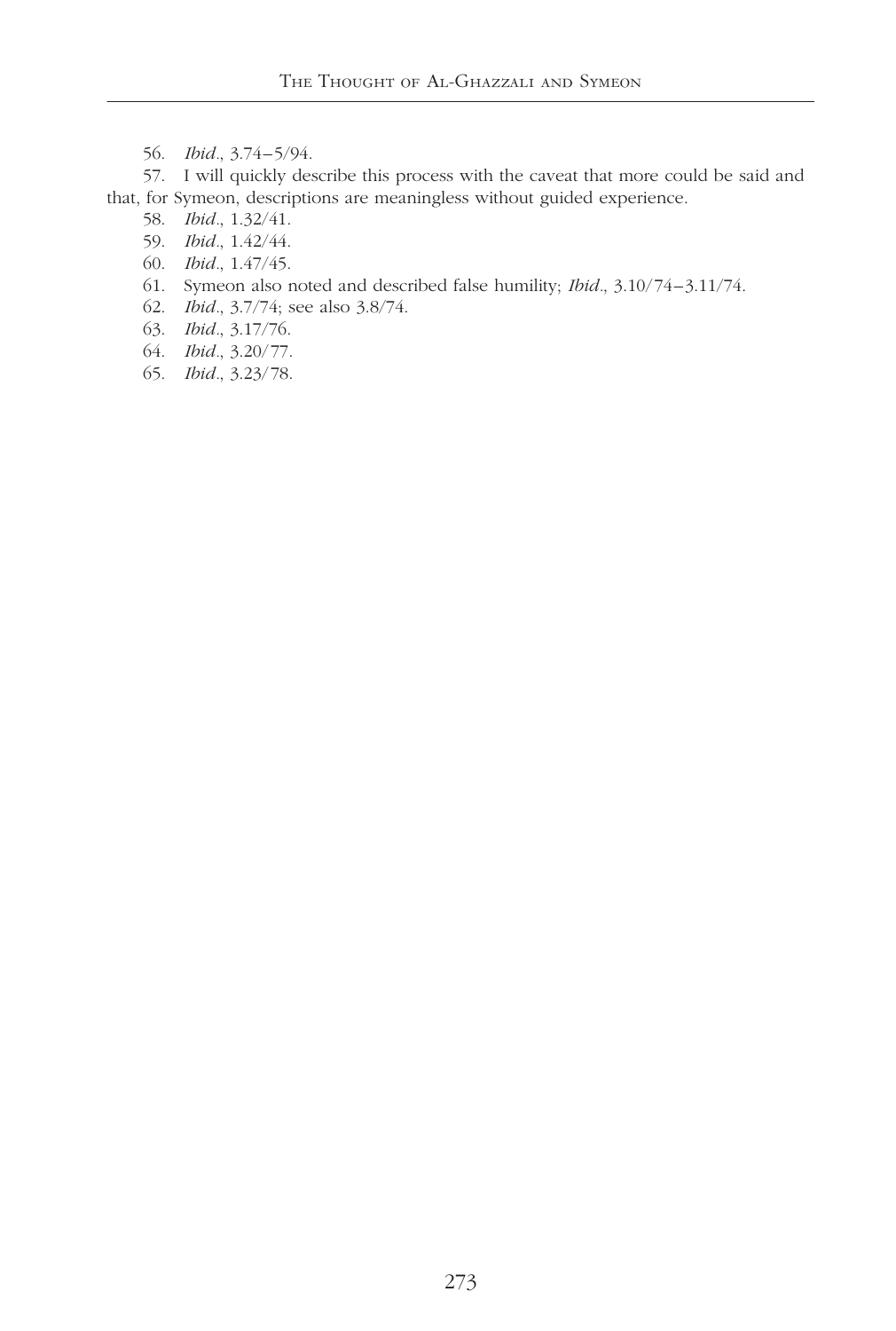56. *Ibid*., 3.74–5/94.

57. I will quickly describe this process with the caveat that more could be said and that, for Symeon, descriptions are meaningless without guided experience.

58. *Ibid*., 1.32/41.

59. *Ibid*., 1.42/44.

60. *Ibid*., 1.47/45.

61. Symeon also noted and described false humility; *Ibid*., 3.10/74–3.11/74.

62. *Ibid*., 3.7/74; see also 3.8/74.

63. *Ibid*., 3.17/76.

64. *Ibid*., 3.20/77.

65. *Ibid*., 3.23/78.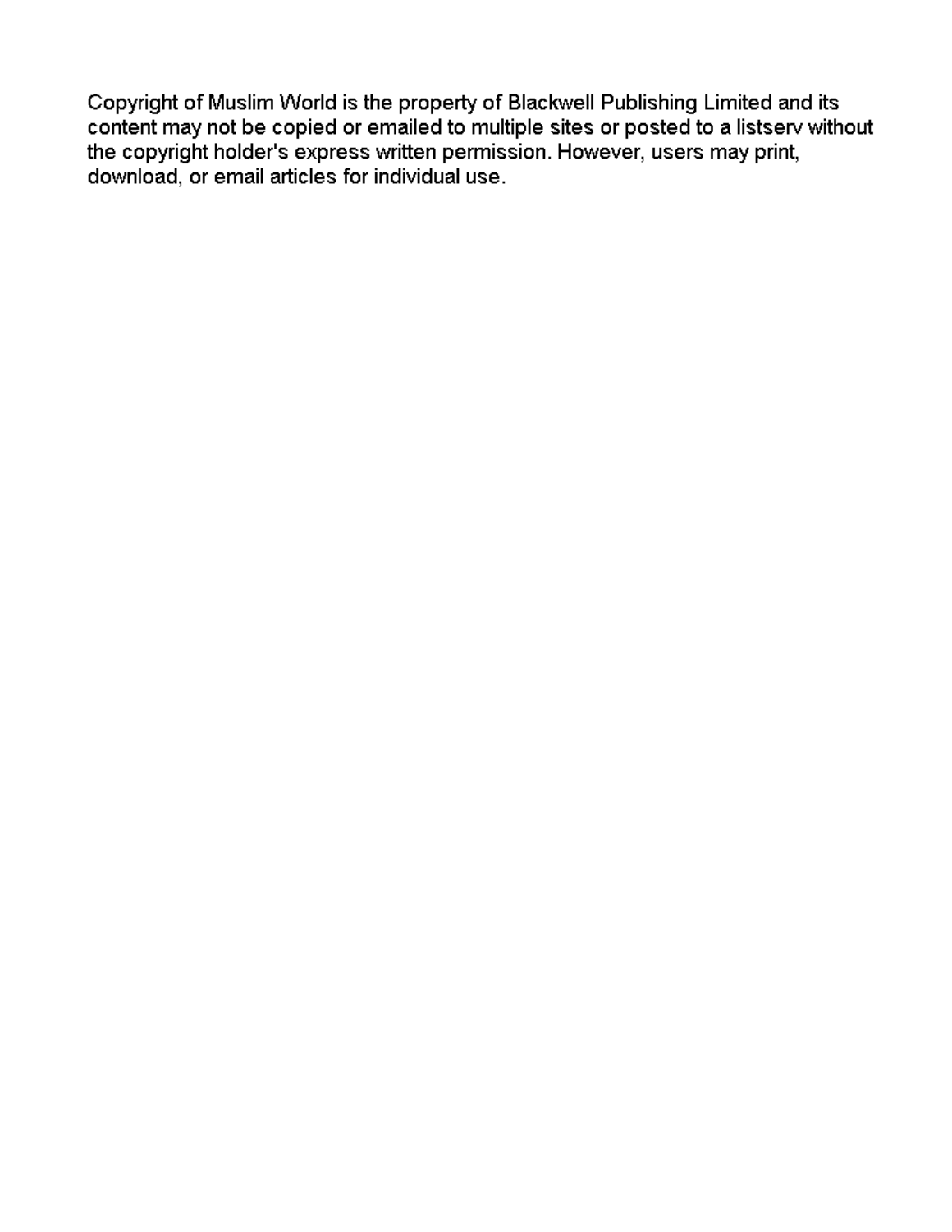Copyright of Muslim World is the property of Blackwell Publishing Limited and its content may not be copied or emailed to multiple sites or posted to a listserv without the copyright holder's express written permission. However, users may print, download, or email articles for individual use.